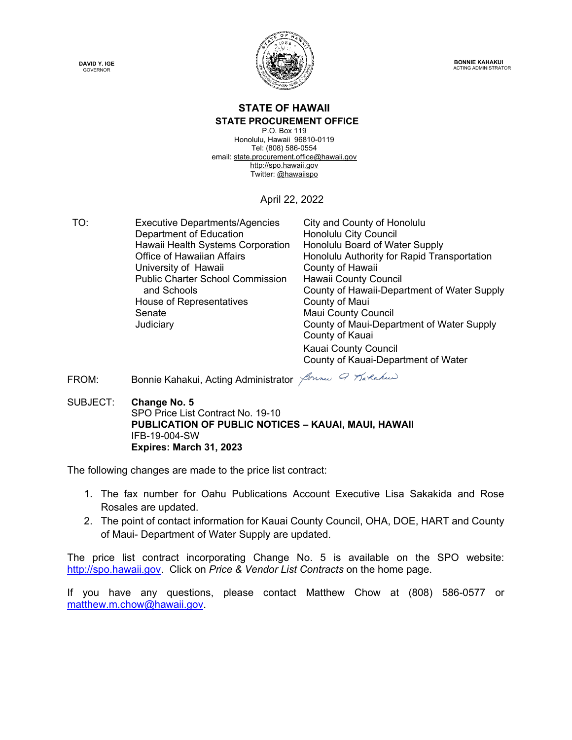DAVID Y. IGE
GOVERNOR

BONNIE KAHAKUI
ACTING ADMINISTRATOR

**STATE OF HAWAII**
**STATE PROCUREMENT OFFICE**
P.O. Box 119
Honolulu, Hawaii 96810-0119
Tel: (808) 586-0554
email: state.procurement.office@hawaii.gov
http://spo.hawaii.gov
Twitter: @hawaiispo

April 22, 2022

TO:

Executive Departments/Agencies
Department of Education
Hawaii Health Systems Corporation
Office of Hawaiian Affairs
University of Hawaii
Public Charter School Commission and Schools
House of Representatives
Senate
Judiciary
City and County of Honolulu
Honolulu City Council
Honolulu Board of Water Supply
Honolulu Authority for Rapid Transportation
County of Hawaii
Hawaii County Council
County of Hawaii-Department of Water Supply
County of Maui
Maui County Council
County of Maui-Department of Water Supply
County of Kauai
Kauai County Council
County of Kauai-Department of Water

FROM: Bonnie Kahakui, Acting Administrator

SUBJECT: **Change No. 5**
SPO Price List Contract No. 19-10
**PUBLICATION OF PUBLIC NOTICES – KAUAI, MAUI, HAWAII**
IFB-19-004-SW
**Expires: March 31, 2023**

The following changes are made to the price list contract:

1. The fax number for Oahu Publications Account Executive Lisa Sakakida and Rose Rosales are updated.
2. The point of contact information for Kauai County Council, OHA, DOE, HART and County of Maui- Department of Water Supply are updated.

The price list contract incorporating Change No. 5 is available on the SPO website: http://spo.hawaii.gov. Click on *Price & Vendor List Contracts* on the home page.

If you have any questions, please contact Matthew Chow at (808) 586-0577 or matthew.m.chow@hawaii.gov.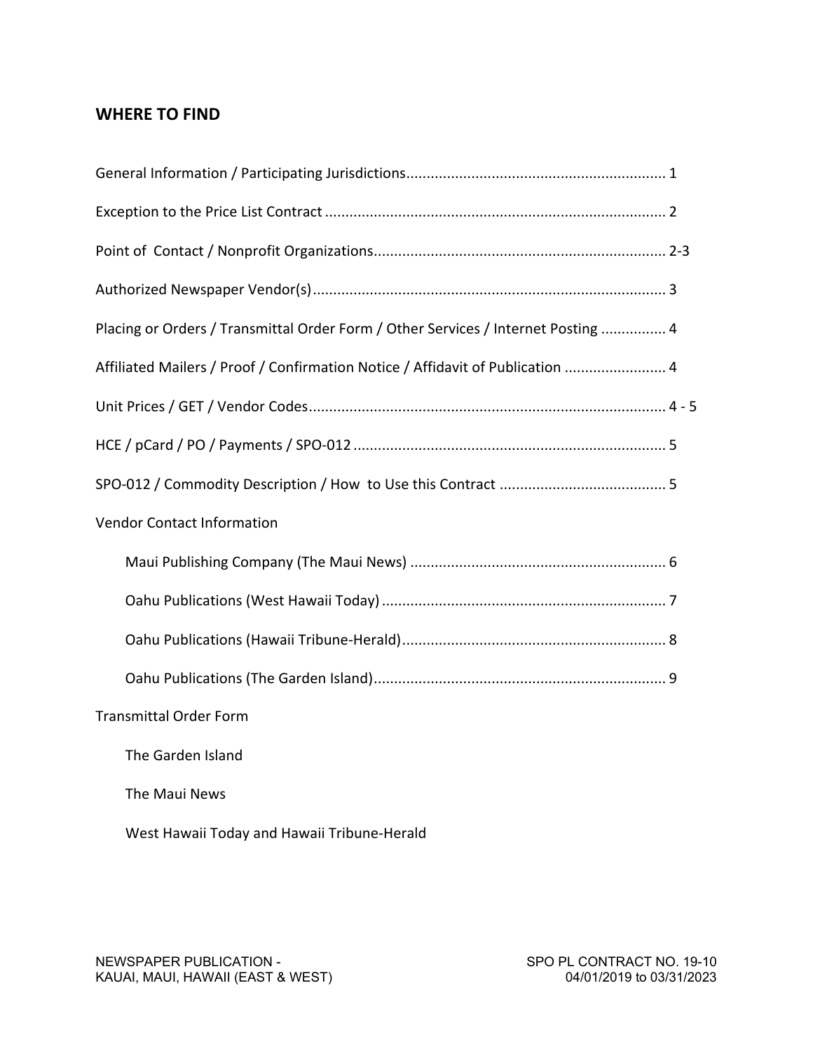## WHERE TO FIND

General Information / Participating Jurisdictions................................................................ 1

Exception to the Price List Contract .................................................................................... 2

Point of Contact / Nonprofit Organizations........................................................................ 2-3

Authorized Newspaper Vendor(s)....................................................................................... 3

Placing or Orders / Transmittal Order Form / Other Services / Internet Posting ................ 4

Affiliated Mailers / Proof / Confirmation Notice / Affidavit of Publication ......................... 4

Unit Prices / GET / Vendor Codes........................................................................................ 4 - 5

HCE / pCard / PO / Payments / SPO-012 ............................................................................. 5

SPO-012 / Commodity Description / How to Use this Contract ......................................... 5

Vendor Contact Information

- Maui Publishing Company (The Maui News) ............................................................... 6
- Oahu Publications (West Hawaii Today) ...................................................................... 7
- Oahu Publications (Hawaii Tribune-Herald)................................................................. 8
- Oahu Publications (The Garden Island)........................................................................ 9

Transmittal Order Form

- The Garden Island
- The Maui News
- West Hawaii Today and Hawaii Tribune-Herald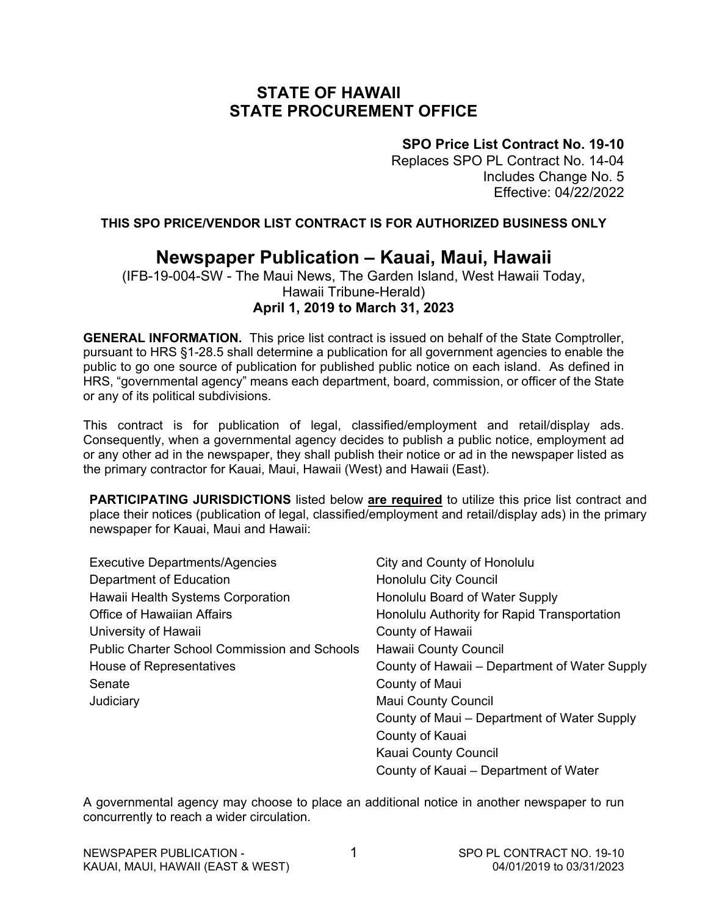# STATE OF HAWAII
# STATE PROCUREMENT OFFICE

**SPO Price List Contract No. 19-10**
Replaces SPO PL Contract No. 14-04
Includes Change No. 5
Effective: 04/22/2022

**THIS SPO PRICE/VENDOR LIST CONTRACT IS FOR AUTHORIZED BUSINESS ONLY**

## Newspaper Publication – Kauai, Maui, Hawaii

(IFB-19-004-SW - The Maui News, The Garden Island, West Hawaii Today, Hawaii Tribune-Herald)
**April 1, 2019 to March 31, 2023**

**GENERAL INFORMATION.** This price list contract is issued on behalf of the State Comptroller, pursuant to HRS §1-28.5 shall determine a publication for all government agencies to enable the public to go one source of publication for published public notice on each island. As defined in HRS, "governmental agency" means each department, board, commission, or officer of the State or any of its political subdivisions.

This contract is for publication of legal, classified/employment and retail/display ads. Consequently, when a governmental agency decides to publish a public notice, employment ad or any other ad in the newspaper, they shall publish their notice or ad in the newspaper listed as the primary contractor for Kauai, Maui, Hawaii (West) and Hawaii (East).

**PARTICIPATING JURISDICTIONS** listed below **are required** to utilize this price list contract and place their notices (publication of legal, classified/employment and retail/display ads) in the primary newspaper for Kauai, Maui and Hawaii:

- Executive Departments/Agencies
- Department of Education
- Hawaii Health Systems Corporation
- Office of Hawaiian Affairs
- University of Hawaii
- Public Charter School Commission and Schools
- House of Representatives
- Senate
- Judiciary
- City and County of Honolulu
- Honolulu City Council
- Honolulu Board of Water Supply
- Honolulu Authority for Rapid Transportation
- County of Hawaii
- Hawaii County Council
- County of Hawaii – Department of Water Supply
- County of Maui
- Maui County Council
- County of Maui – Department of Water Supply
- County of Kauai
- Kauai County Council
- County of Kauai – Department of Water

A governmental agency may choose to place an additional notice in another newspaper to run concurrently to reach a wider circulation.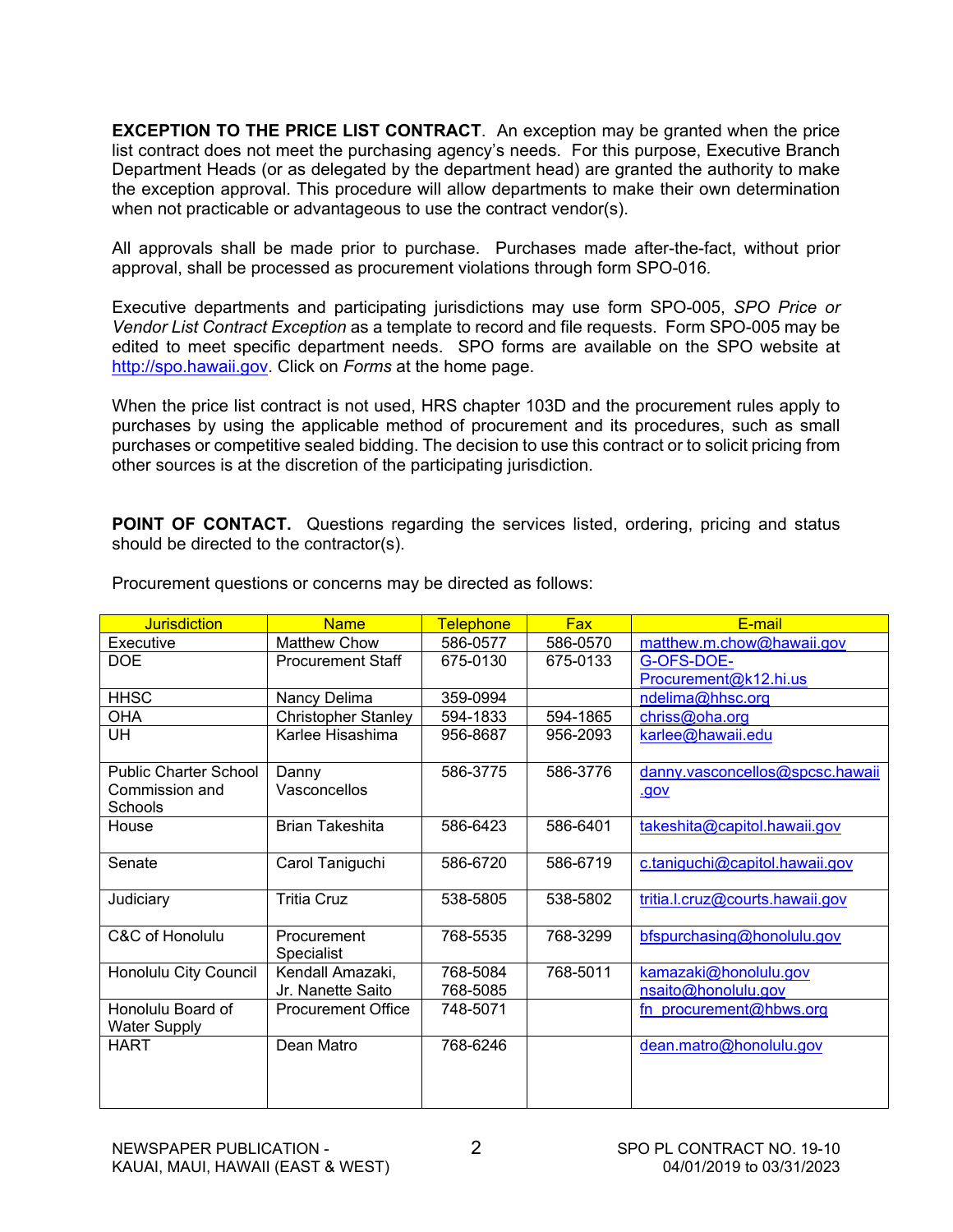**EXCEPTION TO THE PRICE LIST CONTRACT**. An exception may be granted when the price list contract does not meet the purchasing agency's needs. For this purpose, Executive Branch Department Heads (or as delegated by the department head) are granted the authority to make the exception approval. This procedure will allow departments to make their own determination when not practicable or advantageous to use the contract vendor(s).

All approvals shall be made prior to purchase. Purchases made after-the-fact, without prior approval, shall be processed as procurement violations through form SPO-016.

Executive departments and participating jurisdictions may use form SPO-005, *SPO Price or Vendor List Contract Exception* as a template to record and file requests. Form SPO-005 may be edited to meet specific department needs. SPO forms are available on the SPO website at http://spo.hawaii.gov. Click on *Forms* at the home page.

When the price list contract is not used, HRS chapter 103D and the procurement rules apply to purchases by using the applicable method of procurement and its procedures, such as small purchases or competitive sealed bidding. The decision to use this contract or to solicit pricing from other sources is at the discretion of the participating jurisdiction.

**POINT OF CONTACT.** Questions regarding the services listed, ordering, pricing and status should be directed to the contractor(s).

Procurement questions or concerns may be directed as follows:

| Jurisdiction | Name | Telephone | Fax | E-mail |
|---|---|---|---|---|
| Executive | Matthew Chow | 586-0577 | 586-0570 | matthew.m.chow@hawaii.gov |
| DOE | Procurement Staff | 675-0130 | 675-0133 | G-OFS-DOE-Procurement@k12.hi.us |
| HHSC | Nancy Delima | 359-0994 | | ndelima@hhsc.org |
| OHA | Christopher Stanley | 594-1833 | 594-1865 | chriss@oha.org |
| UH | Karlee Hisashima | 956-8687 | 956-2093 | karlee@hawaii.edu |
| Public Charter School Commission and Schools | Danny Vasconcellos | 586-3775 | 586-3776 | danny.vasconcellos@spcsc.hawaii.gov |
| House | Brian Takeshita | 586-6423 | 586-6401 | takeshita@capitol.hawaii.gov |
| Senate | Carol Taniguchi | 586-6720 | 586-6719 | c.taniguchi@capitol.hawaii.gov |
| Judiciary | Tritia Cruz | 538-5805 | 538-5802 | tritia.l.cruz@courts.hawaii.gov |
| C&C of Honolulu | Procurement Specialist | 768-5535 | 768-3299 | bfspurchasing@honolulu.gov |
| Honolulu City Council | Kendall Amazaki, Jr. Nanette Saito | 768-5084 768-5085 | 768-5011 | kamazaki@honolulu.gov nsaito@honolulu.gov |
| Honolulu Board of Water Supply | Procurement Office | 748-5071 | | fn_procurement@hbws.org |
| HART | Dean Matro | 768-6246 | | dean.matro@honolulu.gov |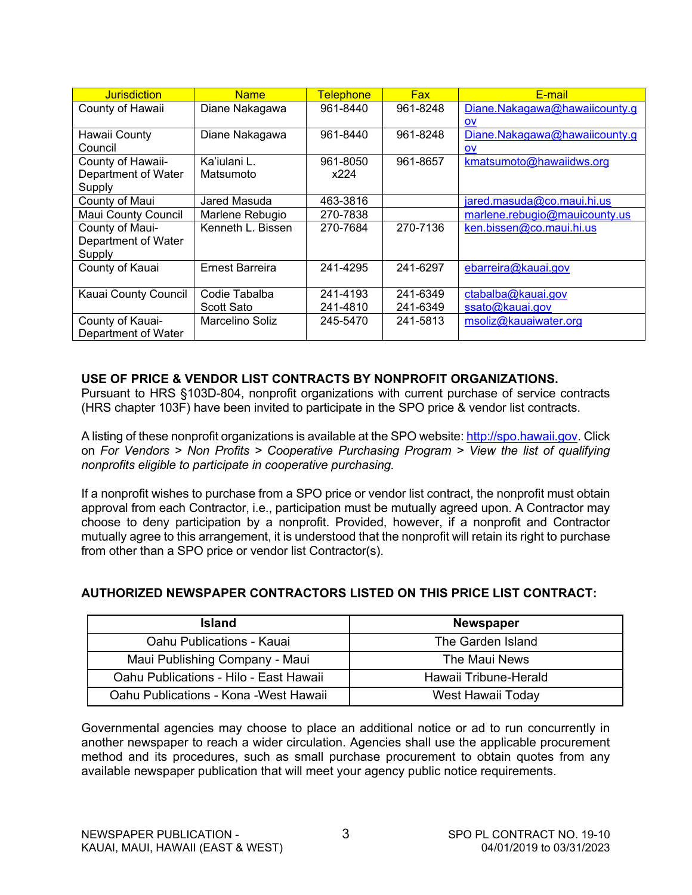| Jurisdiction | Name | Telephone | Fax | E-mail |
|---|---|---|---|---|
| County of Hawaii | Diane Nakagawa | 961-8440 | 961-8248 | Diane.Nakagawa@hawaiicounty.gov |
| Hawaii County Council | Diane Nakagawa | 961-8440 | 961-8248 | Diane.Nakagawa@hawaiicounty.gov |
| County of Hawaii-Department of Water Supply | Ka'iulani L. Matsumoto | 961-8050 x224 | 961-8657 | kmatsumoto@hawaiidws.org |
| County of Maui | Jared Masuda | 463-3816 | | jared.masuda@co.maui.hi.us |
| Maui County Council | Marlene Rebugio | 270-7838 | | marlene.rebugio@mauicounty.us |
| County of Maui-Department of Water Supply | Kenneth L. Bissen | 270-7684 | 270-7136 | ken.bissen@co.maui.hi.us |
| County of Kauai | Ernest Barreira | 241-4295 | 241-6297 | ebarreira@kauai.gov |
| Kauai County Council | Codie Tabalba<br>Scott Sato | 241-4193<br>241-4810 | 241-6349<br>241-6349 | ctabalba@kauai.gov<br>ssato@kauai.gov |
| County of Kauai-Department of Water | Marcelino Soliz | 245-5470 | 241-5813 | msoliz@kauaiwater.org |

**USE OF PRICE & VENDOR LIST CONTRACTS BY NONPROFIT ORGANIZATIONS.**
Pursuant to HRS §103D-804, nonprofit organizations with current purchase of service contracts (HRS chapter 103F) have been invited to participate in the SPO price & vendor list contracts.

A listing of these nonprofit organizations is available at the SPO website: http://spo.hawaii.gov. Click on *For Vendors > Non Profits > Cooperative Purchasing Program > View the list of qualifying nonprofits eligible to participate in cooperative purchasing.*

If a nonprofit wishes to purchase from a SPO price or vendor list contract, the nonprofit must obtain approval from each Contractor, i.e., participation must be mutually agreed upon. A Contractor may choose to deny participation by a nonprofit. Provided, however, if a nonprofit and Contractor mutually agree to this arrangement, it is understood that the nonprofit will retain its right to purchase from other than a SPO price or vendor list Contractor(s).

**AUTHORIZED NEWSPAPER CONTRACTORS LISTED ON THIS PRICE LIST CONTRACT:**

| Island | Newspaper |
|---|---|
| Oahu Publications - Kauai | The Garden Island |
| Maui Publishing Company - Maui | The Maui News |
| Oahu Publications - Hilo - East Hawaii | Hawaii Tribune-Herald |
| Oahu Publications - Kona -West Hawaii | West Hawaii Today |

Governmental agencies may choose to place an additional notice or ad to run concurrently in another newspaper to reach a wider circulation. Agencies shall use the applicable procurement method and its procedures, such as small purchase procurement to obtain quotes from any available newspaper publication that will meet your agency public notice requirements.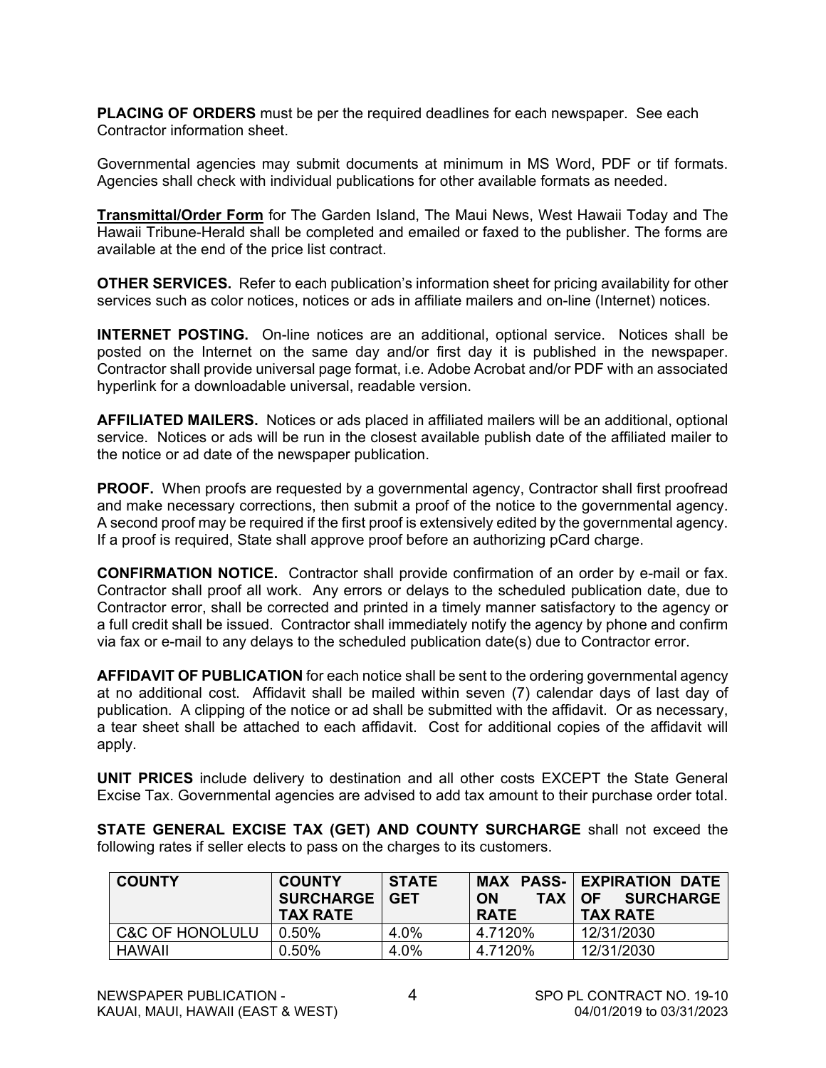**PLACING OF ORDERS** must be per the required deadlines for each newspaper. See each Contractor information sheet.

Governmental agencies may submit documents at minimum in MS Word, PDF or tif formats. Agencies shall check with individual publications for other available formats as needed.

**Transmittal/Order Form** for The Garden Island, The Maui News, West Hawaii Today and The Hawaii Tribune-Herald shall be completed and emailed or faxed to the publisher. The forms are available at the end of the price list contract.

**OTHER SERVICES.** Refer to each publication's information sheet for pricing availability for other services such as color notices, notices or ads in affiliate mailers and on-line (Internet) notices.

**INTERNET POSTING.** On-line notices are an additional, optional service. Notices shall be posted on the Internet on the same day and/or first day it is published in the newspaper. Contractor shall provide universal page format, i.e. Adobe Acrobat and/or PDF with an associated hyperlink for a downloadable universal, readable version.

**AFFILIATED MAILERS.** Notices or ads placed in affiliated mailers will be an additional, optional service. Notices or ads will be run in the closest available publish date of the affiliated mailer to the notice or ad date of the newspaper publication.

**PROOF.** When proofs are requested by a governmental agency, Contractor shall first proofread and make necessary corrections, then submit a proof of the notice to the governmental agency. A second proof may be required if the first proof is extensively edited by the governmental agency. If a proof is required, State shall approve proof before an authorizing pCard charge.

**CONFIRMATION NOTICE.** Contractor shall provide confirmation of an order by e-mail or fax. Contractor shall proof all work. Any errors or delays to the scheduled publication date, due to Contractor error, shall be corrected and printed in a timely manner satisfactory to the agency or a full credit shall be issued. Contractor shall immediately notify the agency by phone and confirm via fax or e-mail to any delays to the scheduled publication date(s) due to Contractor error.

**AFFIDAVIT OF PUBLICATION** for each notice shall be sent to the ordering governmental agency at no additional cost. Affidavit shall be mailed within seven (7) calendar days of last day of publication. A clipping of the notice or ad shall be submitted with the affidavit. Or as necessary, a tear sheet shall be attached to each affidavit. Cost for additional copies of the affidavit will apply.

**UNIT PRICES** include delivery to destination and all other costs EXCEPT the State General Excise Tax. Governmental agencies are advised to add tax amount to their purchase order total.

**STATE GENERAL EXCISE TAX (GET) AND COUNTY SURCHARGE** shall not exceed the following rates if seller elects to pass on the charges to its customers.

| COUNTY | COUNTY SURCHARGE TAX RATE | STATE GET | MAX PASS-ON TAX RATE | EXPIRATION DATE OF SURCHARGE TAX RATE |
|---|---|---|---|---|
| C&C OF HONOLULU | 0.50% | 4.0% | 4.7120% | 12/31/2030 |
| HAWAII | 0.50% | 4.0% | 4.7120% | 12/31/2030 |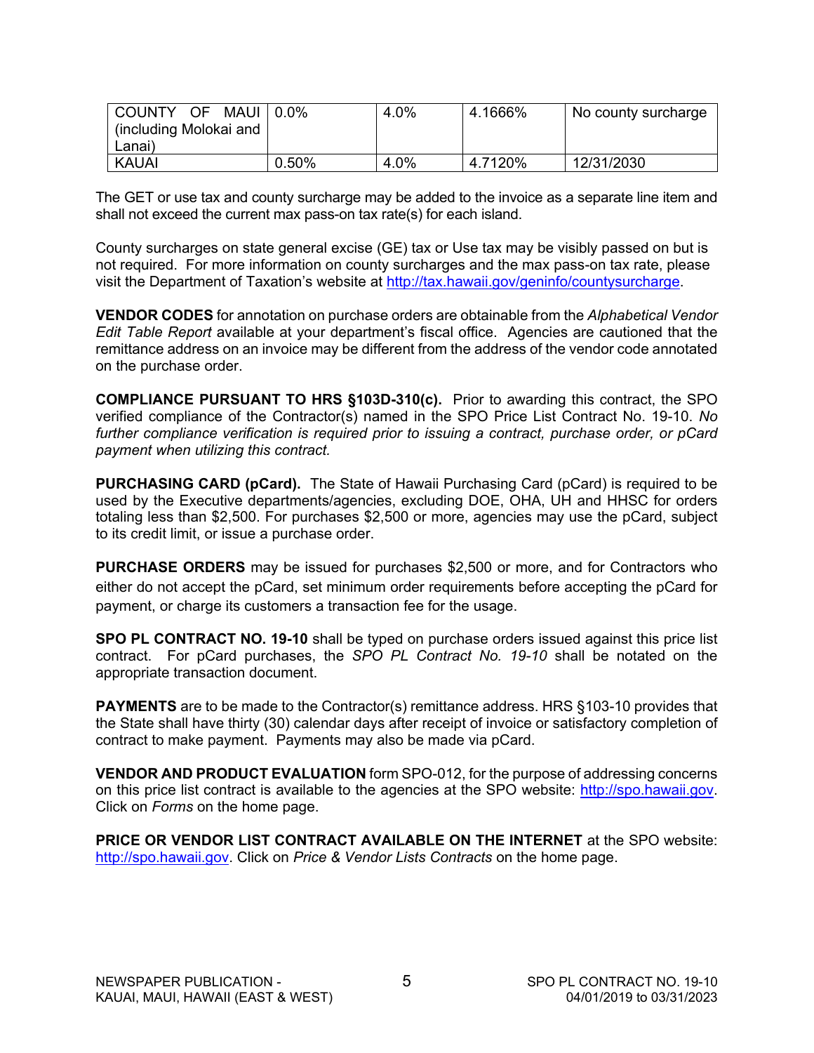| | | | | |
|---|---|---|---|---|
| COUNTY OF MAUI (including Molokai and Lanai) | 0.0% | 4.0% | 4.1666% | No county surcharge |
| KAUAI | 0.50% | 4.0% | 4.7120% | 12/31/2030 |

The GET or use tax and county surcharge may be added to the invoice as a separate line item and shall not exceed the current max pass-on tax rate(s) for each island.

County surcharges on state general excise (GE) tax or Use tax may be visibly passed on but is not required. For more information on county surcharges and the max pass-on tax rate, please visit the Department of Taxation's website at http://tax.hawaii.gov/geninfo/countysurcharge.

**VENDOR CODES** for annotation on purchase orders are obtainable from the *Alphabetical Vendor Edit Table Report* available at your department's fiscal office. Agencies are cautioned that the remittance address on an invoice may be different from the address of the vendor code annotated on the purchase order.

**COMPLIANCE PURSUANT TO HRS §103D-310(c).** Prior to awarding this contract, the SPO verified compliance of the Contractor(s) named in the SPO Price List Contract No. 19-10. *No further compliance verification is required prior to issuing a contract, purchase order, or pCard payment when utilizing this contract.*

**PURCHASING CARD (pCard).** The State of Hawaii Purchasing Card (pCard) is required to be used by the Executive departments/agencies, excluding DOE, OHA, UH and HHSC for orders totaling less than $2,500. For purchases $2,500 or more, agencies may use the pCard, subject to its credit limit, or issue a purchase order.

**PURCHASE ORDERS** may be issued for purchases $2,500 or more, and for Contractors who either do not accept the pCard, set minimum order requirements before accepting the pCard for payment, or charge its customers a transaction fee for the usage.

**SPO PL CONTRACT NO. 19-10** shall be typed on purchase orders issued against this price list contract. For pCard purchases, the *SPO PL Contract No. 19-10* shall be notated on the appropriate transaction document.

**PAYMENTS** are to be made to the Contractor(s) remittance address. HRS §103-10 provides that the State shall have thirty (30) calendar days after receipt of invoice or satisfactory completion of contract to make payment. Payments may also be made via pCard.

**VENDOR AND PRODUCT EVALUATION** form SPO-012, for the purpose of addressing concerns on this price list contract is available to the agencies at the SPO website: http://spo.hawaii.gov. Click on *Forms* on the home page.

**PRICE OR VENDOR LIST CONTRACT AVAILABLE ON THE INTERNET** at the SPO website: http://spo.hawaii.gov. Click on *Price & Vendor Lists Contracts* on the home page.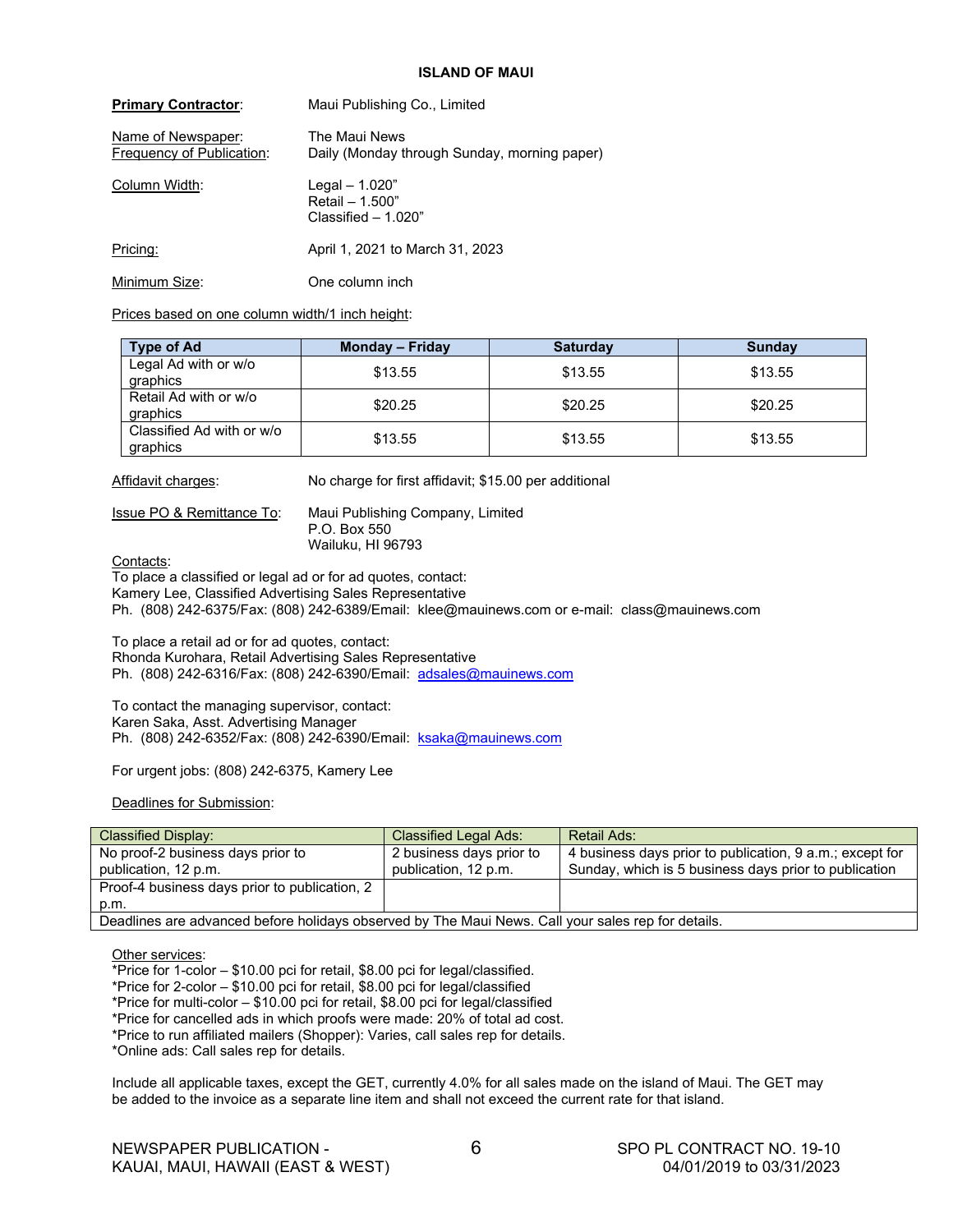## ISLAND OF MAUI

**Primary Contractor:** Maui Publishing Co., Limited

Name of Newspaper: The Maui News
Frequency of Publication: Daily (Monday through Sunday, morning paper)

Column Width: Legal – 1.020”
Retail – 1.500”
Classified – 1.020”

Pricing: April 1, 2021 to March 31, 2023

Minimum Size: One column inch

Prices based on one column width/1 inch height:

| Type of Ad | Monday – Friday | Saturday | Sunday |
|---|---|---|---|
| Legal Ad with or w/o graphics | $13.55 | $13.55 | $13.55 |
| Retail Ad with or w/o graphics | $20.25 | $20.25 | $20.25 |
| Classified Ad with or w/o graphics | $13.55 | $13.55 | $13.55 |

Affidavit charges: No charge for first affidavit; $15.00 per additional

Issue PO & Remittance To: Maui Publishing Company, Limited
P.O. Box 550
Wailuku, HI 96793

Contacts:
To place a classified or legal ad or for ad quotes, contact:
Kamery Lee, Classified Advertising Sales Representative
Ph. (808) 242-6375/Fax: (808) 242-6389/Email: klee@mauinews.com or e-mail: class@mauinews.com

To place a retail ad or for ad quotes, contact:
Rhonda Kurohara, Retail Advertising Sales Representative
Ph. (808) 242-6316/Fax: (808) 242-6390/Email: adsales@mauinews.com

To contact the managing supervisor, contact:
Karen Saka, Asst. Advertising Manager
Ph. (808) 242-6352/Fax: (808) 242-6390/Email: ksaka@mauinews.com

For urgent jobs: (808) 242-6375, Kamery Lee

Deadlines for Submission:

| Classified Display: | Classified Legal Ads: | Retail Ads: |
|---|---|---|
| No proof-2 business days prior to publication, 12 p.m. | 2 business days prior to publication, 12 p.m. | 4 business days prior to publication, 9 a.m.; except for Sunday, which is 5 business days prior to publication |
| Proof-4 business days prior to publication, 2 p.m. | | |
| Deadlines are advanced before holidays observed by The Maui News. Call your sales rep for details. | | |

Other services:
*Price for 1-color – $10.00 pci for retail, $8.00 pci for legal/classified.
*Price for 2-color – $10.00 pci for retail, $8.00 pci for legal/classified
*Price for multi-color – $10.00 pci for retail, $8.00 pci for legal/classified
*Price for cancelled ads in which proofs were made: 20% of total ad cost.
*Price to run affiliated mailers (Shopper): Varies, call sales rep for details.
*Online ads: Call sales rep for details.

Include all applicable taxes, except the GET, currently 4.0% for all sales made on the island of Maui. The GET may be added to the invoice as a separate line item and shall not exceed the current rate for that island.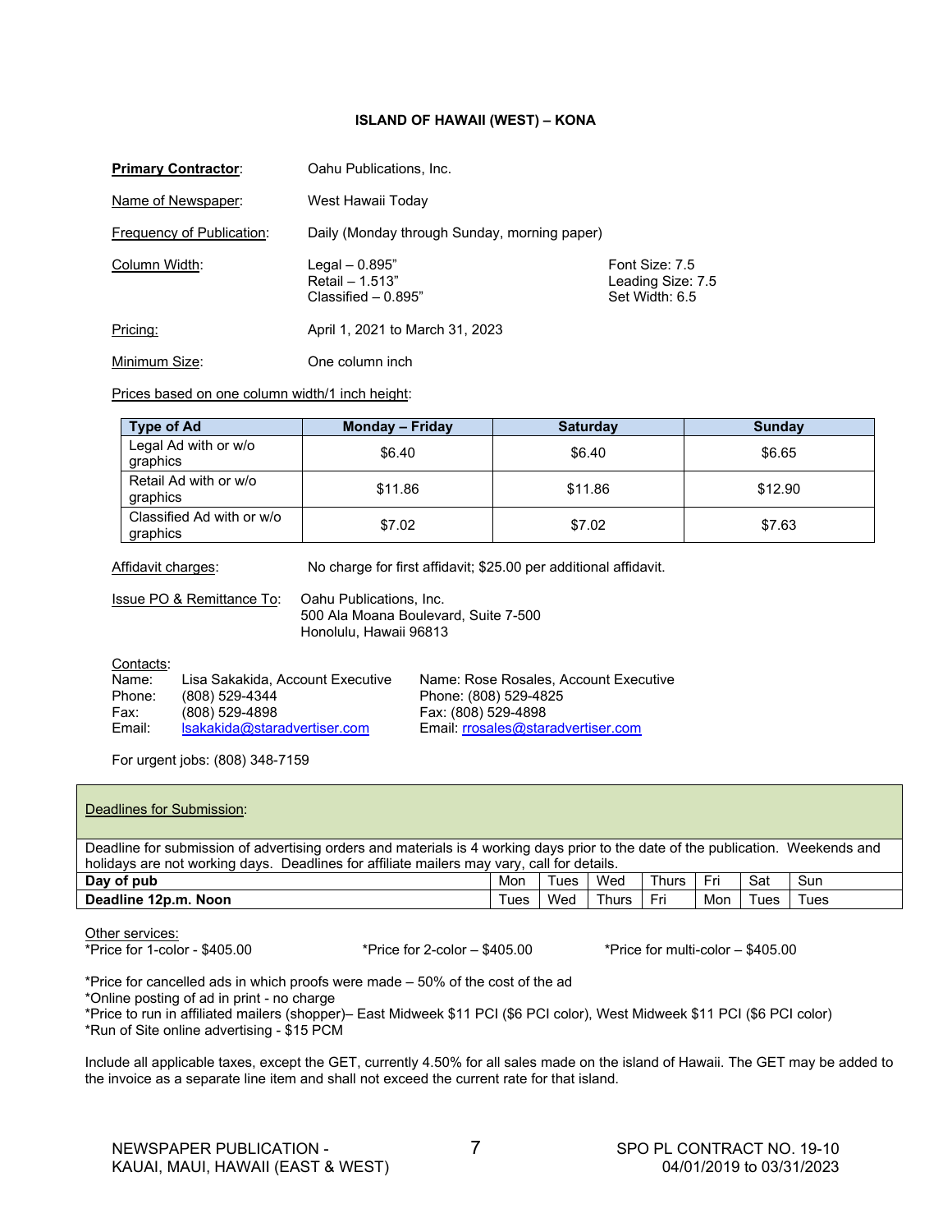**ISLAND OF HAWAII (WEST) – KONA**

__Primary Contractor__: Oahu Publications, Inc.

Name of Newspaper: West Hawaii Today

Frequency of Publication: Daily (Monday through Sunday, morning paper)

Column Width: Legal – 0.895” Retail – 1.513” Classified – 0.895” — Font Size: 7.5 Leading Size: 7.5 Set Width: 6.5

Pricing: April 1, 2021 to March 31, 2023

Minimum Size: One column inch

Prices based on one column width/1 inch height:

| Type of Ad | Monday – Friday | Saturday | Sunday |
|---|---|---|---|
| Legal Ad with or w/o graphics | $6.40 | $6.40 | $6.65 |
| Retail Ad with or w/o graphics | $11.86 | $11.86 | $12.90 |
| Classified Ad with or w/o graphics | $7.02 | $7.02 | $7.63 |

Affidavit charges: No charge for first affidavit; $25.00 per additional affidavit.

Issue PO & Remittance To: Oahu Publications, Inc.
500 Ala Moana Boulevard, Suite 7-500
Honolulu, Hawaii 96813

Contacts:

| | | |
|---|---|---|
| Name: | Lisa Sakakida, Account Executive | Name: Rose Rosales, Account Executive |
| Phone: | (808) 529-4344 | Phone: (808) 529-4825 |
| Fax: | (808) 529-4898 | Fax: (808) 529-4898 |
| Email: | lsakakida@staradvertiser.com | Email: rrosales@staradvertiser.com |

For urgent jobs: (808) 348-7159

Deadlines for Submission:

Deadline for submission of advertising orders and materials is 4 working days prior to the date of the publication. Weekends and holidays are not working days. Deadlines for affiliate mailers may vary, call for details.

| Day of pub | Mon | Tues | Wed | Thurs | Fri | Sat | Sun |
|---|---|---|---|---|---|---|---|
| Deadline 12p.m. Noon | Tues | Wed | Thurs | Fri | Mon | Tues | Tues |

Other services:
*Price for 1-color - $405.00 *Price for 2-color – $405.00 *Price for multi-color – $405.00

*Price for cancelled ads in which proofs were made – 50% of the cost of the ad
*Online posting of ad in print - no charge
*Price to run in affiliated mailers (shopper)– East Midweek $11 PCI ($6 PCI color), West Midweek $11 PCI ($6 PCI color)
*Run of Site online advertising - $15 PCM

Include all applicable taxes, except the GET, currently 4.50% for all sales made on the island of Hawaii. The GET may be added to the invoice as a separate line item and shall not exceed the current rate for that island.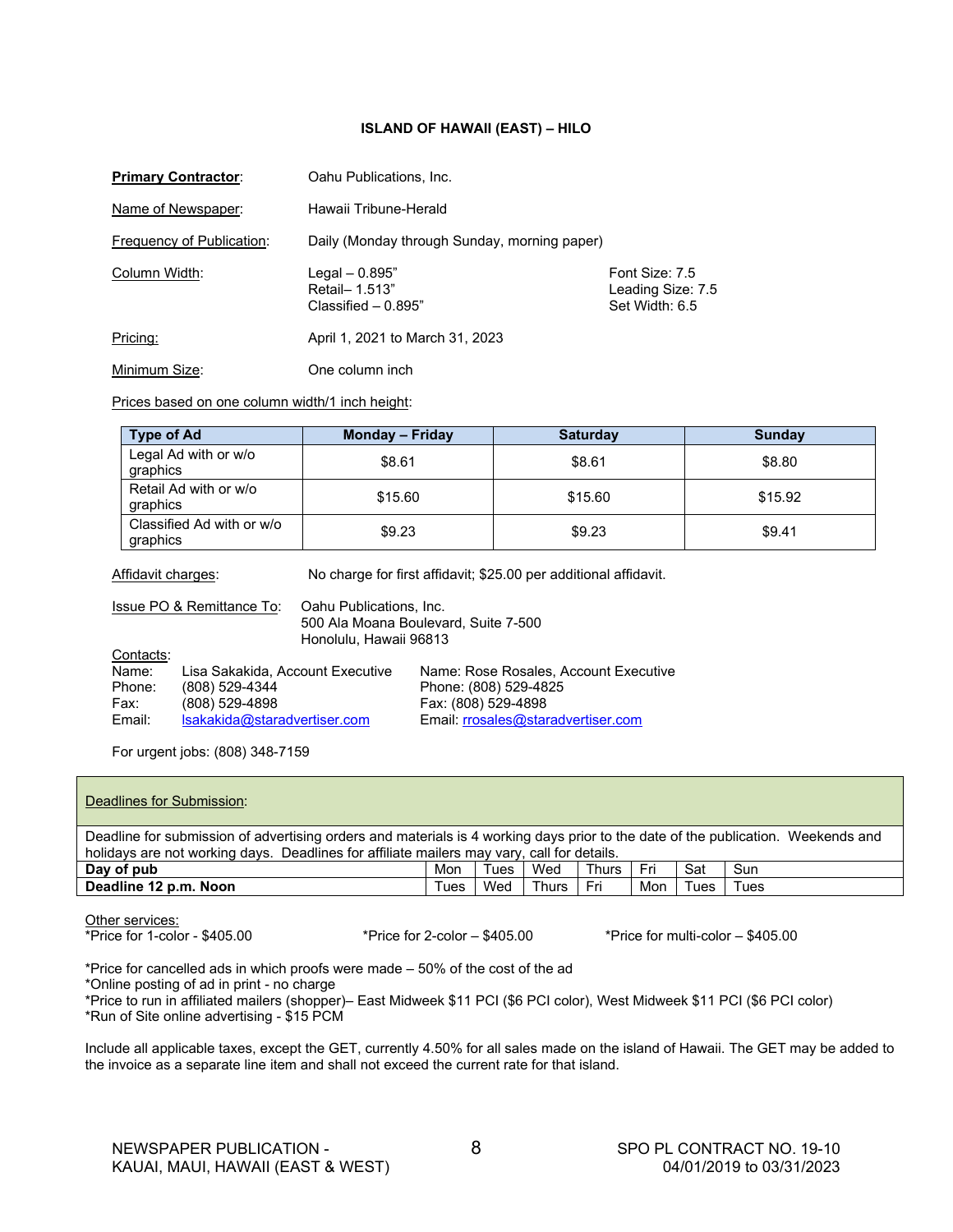## ISLAND OF HAWAII (EAST) – HILO

**Primary Contractor**: Oahu Publications, Inc.

Name of Newspaper: Hawaii Tribune-Herald

Frequency of Publication: Daily (Monday through Sunday, morning paper)

Column Width:
Legal – 0.895”
Retail– 1.513”
Classified – 0.895”

Font Size: 7.5
Leading Size: 7.5
Set Width: 6.5

Pricing: April 1, 2021 to March 31, 2023

Minimum Size: One column inch

Prices based on one column width/1 inch height:

| Type of Ad | Monday – Friday | Saturday | Sunday |
|---|---|---|---|
| Legal Ad with or w/o graphics | $8.61 | $8.61 | $8.80 |
| Retail Ad with or w/o graphics | $15.60 | $15.60 | $15.92 |
| Classified Ad with or w/o graphics | $9.23 | $9.23 | $9.41 |

Affidavit charges: No charge for first affidavit; $25.00 per additional affidavit.

Issue PO & Remittance To: Oahu Publications, Inc.
500 Ala Moana Boulevard, Suite 7-500
Honolulu, Hawaii 96813

Contacts:

Name: Lisa Sakakida, Account Executive
Phone: (808) 529-4344
Fax: (808) 529-4898
Email: lsakakida@staradvertiser.com

Name: Rose Rosales, Account Executive
Phone: (808) 529-4825
Fax: (808) 529-4898
Email: rrosales@staradvertiser.com

For urgent jobs: (808) 348-7159

Deadlines for Submission:

Deadline for submission of advertising orders and materials is 4 working days prior to the date of the publication. Weekends and holidays are not working days. Deadlines for affiliate mailers may vary, call for details.

| Day of pub | Mon | Tues | Wed | Thurs | Fri | Sat | Sun |
|---|---|---|---|---|---|---|---|
| Deadline 12 p.m. Noon | Tues | Wed | Thurs | Fri | Mon | Tues | Tues |

Other services:
*Price for 1-color - $405.00 *Price for 2-color – $405.00 *Price for multi-color – $405.00

*Price for cancelled ads in which proofs were made – 50% of the cost of the ad
*Online posting of ad in print - no charge
*Price to run in affiliated mailers (shopper)– East Midweek $11 PCI ($6 PCI color), West Midweek $11 PCI ($6 PCI color)
*Run of Site online advertising - $15 PCM

Include all applicable taxes, except the GET, currently 4.50% for all sales made on the island of Hawaii. The GET may be added to the invoice as a separate line item and shall not exceed the current rate for that island.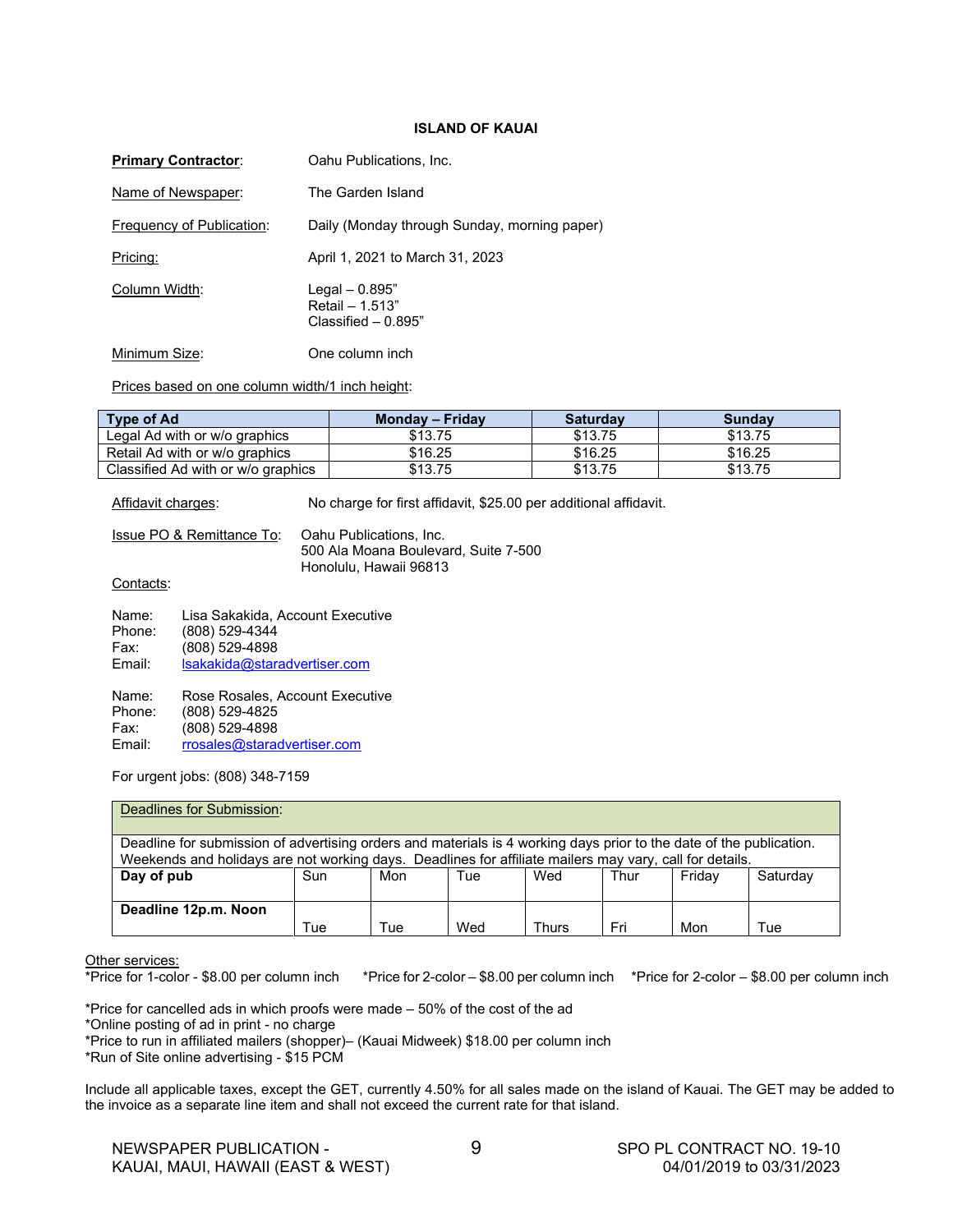## ISLAND OF KAUAI

**Primary Contractor**: Oahu Publications, Inc.

Name of Newspaper: The Garden Island

Frequency of Publication: Daily (Monday through Sunday, morning paper)

Pricing: April 1, 2021 to March 31, 2023

Column Width: Legal – 0.895”
Retail – 1.513”
Classified – 0.895”

Minimum Size: One column inch

Prices based on one column width/1 inch height:

| Type of Ad | Monday – Friday | Saturday | Sunday |
|---|---|---|---|
| Legal Ad with or w/o graphics | $13.75 | $13.75 | $13.75 |
| Retail Ad with or w/o graphics | $16.25 | $16.25 | $16.25 |
| Classified Ad with or w/o graphics | $13.75 | $13.75 | $13.75 |

Affidavit charges: No charge for first affidavit, $25.00 per additional affidavit.

Issue PO & Remittance To: Oahu Publications, Inc.
500 Ala Moana Boulevard, Suite 7-500
Honolulu, Hawaii 96813

Contacts:

Name: Lisa Sakakida, Account Executive
Phone: (808) 529-4344
Fax: (808) 529-4898
Email: lsakakida@staradvertiser.com

Name: Rose Rosales, Account Executive
Phone: (808) 529-4825
Fax: (808) 529-4898
Email: rrosales@staradvertiser.com

For urgent jobs: (808) 348-7159

| Deadlines for Submission: | | | | | | | |
|---|---|---|---|---|---|---|---|
| Deadline for submission of advertising orders and materials is 4 working days prior to the date of the publication. Weekends and holidays are not working days. Deadlines for affiliate mailers may vary, call for details. | | | | | | | |
| **Day of pub** | Sun | Mon | Tue | Wed | Thur | Friday | Saturday |
| **Deadline 12p.m. Noon** | Tue | Tue | Wed | Thurs | Fri | Mon | Tue |

Other services:
*Price for 1-color - $8.00 per column inch *Price for 2-color – $8.00 per column inch *Price for 2-color – $8.00 per column inch

*Price for cancelled ads in which proofs were made – 50% of the cost of the ad
*Online posting of ad in print - no charge
*Price to run in affiliated mailers (shopper)– (Kauai Midweek) $18.00 per column inch
*Run of Site online advertising - $15 PCM

Include all applicable taxes, except the GET, currently 4.50% for all sales made on the island of Kauai. The GET may be added to the invoice as a separate line item and shall not exceed the current rate for that island.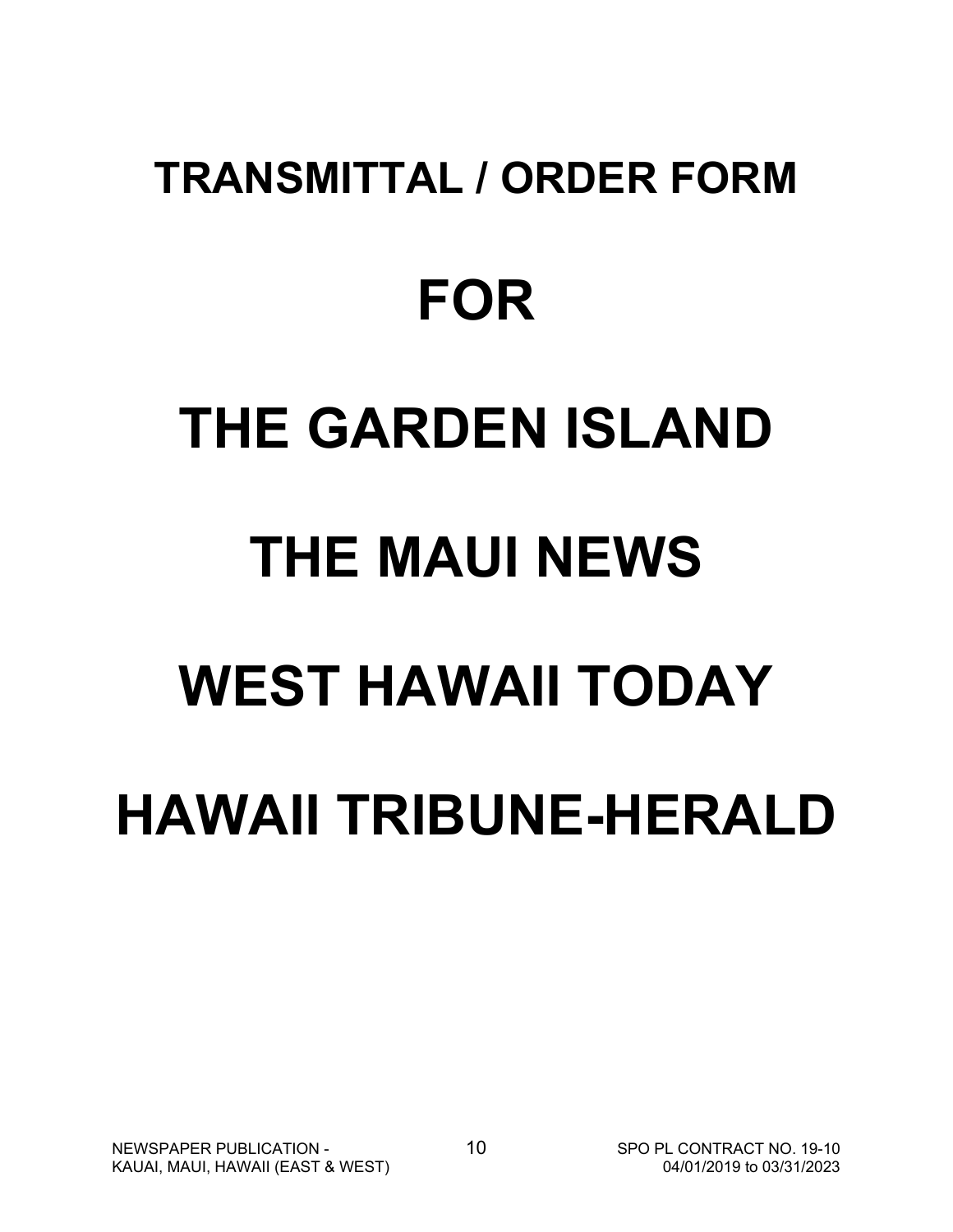# TRANSMITTAL / ORDER FORM

# FOR

# THE GARDEN ISLAND

# THE MAUI NEWS

# WEST HAWAII TODAY

# HAWAII TRIBUNE-HERALD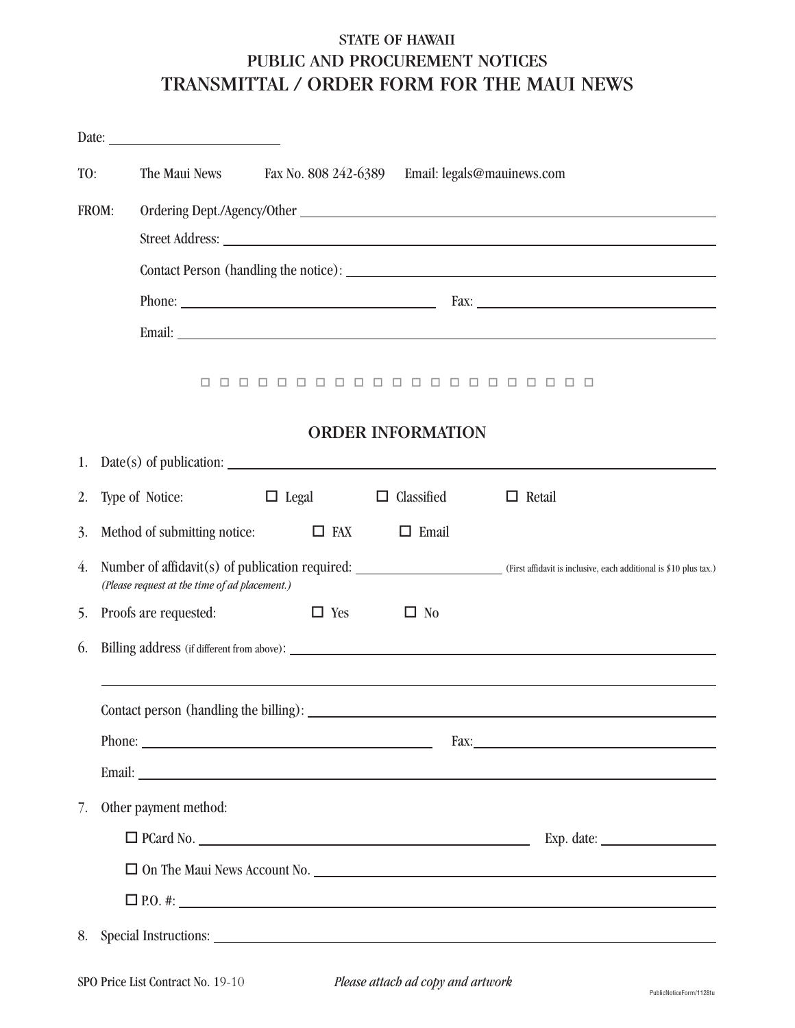# STATE OF HAWAII
## PUBLIC AND PROCUREMENT NOTICES
## TRANSMITTAL / ORDER FORM FOR THE MAUI NEWS

Date: ______________________

TO: The Maui News Fax No. 808 242-6389 Email: legals@mauinews.com

FROM: Ordering Dept./Agency/Other ______________________

Street Address: ______________________

Contact Person (handling the notice): ______________________

Phone: ______________________ Fax: ______________________

Email: ______________________

☐ ☐ ☐ ☐ ☐ ☐ ☐ ☐ ☐ ☐ ☐ ☐ ☐ ☐ ☐ ☐ ☐ ☐ ☐ ☐ ☐ ☐

## ORDER INFORMATION

1. Date(s) of publication: ______________________

2. Type of Notice: ☐ Legal ☐ Classified ☐ Retail

3. Method of submitting notice: ☐ FAX ☐ Email

4. Number of affidavit(s) of publication required: ______________ (First affidavit is inclusive, each additional is $10 plus tax.)
   *(Please request at the time of ad placement.)*

5. Proofs are requested: ☐ Yes ☐ No

6. Billing address (if different from above): ______________________

   ______________________

   Contact person (handling the billing): ______________________

   Phone: ______________________ Fax: ______________________

   Email: ______________________

7. Other payment method:

   ☐ PCard No. ______________________ Exp. date: ______________

   ☐ On The Maui News Account No. ______________________

   ☐ P.O. #: ______________________

8. Special Instructions: ______________________

SPO Price List Contract No. 19-10 *Please attach ad copy and artwork*

PublicNoticeForm/1128tu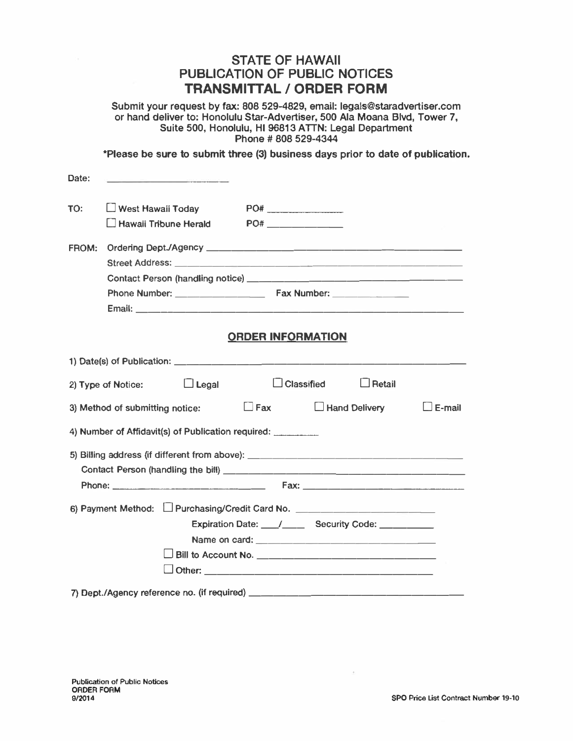# STATE OF HAWAII
## PUBLICATION OF PUBLIC NOTICES
## TRANSMITTAL / ORDER FORM

**Submit your request by fax: 808 529-4829, email: legals@staradvertiser.com or hand deliver to: Honolulu Star-Advertiser, 500 Ala Moana Blvd, Tower 7, Suite 500, Honolulu, HI 96813 ATTN: Legal Department Phone # 808 529-4344**

**\*Please be sure to submit three (3) business days prior to date of publication.**

Date: ____________________

TO: ☐ West Hawaii Today PO# ______________
☐ Hawaii Tribune Herald PO# ______________

FROM: Ordering Dept./Agency ______________________________
Street Address: ______________________________
Contact Person (handling notice) ______________________________
Phone Number: ______________ Fax Number: ______________
Email: ______________________________

## ORDER INFORMATION

1) Date(s) of Publication: ______________________________

2) Type of Notice: ☐ Legal ☐ Classified ☐ Retail

3) Method of submitting notice: ☐ Fax ☐ Hand Delivery ☐ E-mail

4) Number of Affidavit(s) of Publication required: ________

5) Billing address (if different from above): ______________________________
Contact Person (handling the bill) ______________________________
Phone: ______________ Fax: ______________

6) Payment Method: ☐ Purchasing/Credit Card No. ______________________
Expiration Date: ___/____ Security Code: __________
Name on card: ______________________
☐ Bill to Account No. ______________________
☐ Other: ______________________

7) Dept./Agency reference no. (if required) ______________________________

Publication of Public Notices
ORDER FORM
9/2014

SPO Price List Contract Number 19-10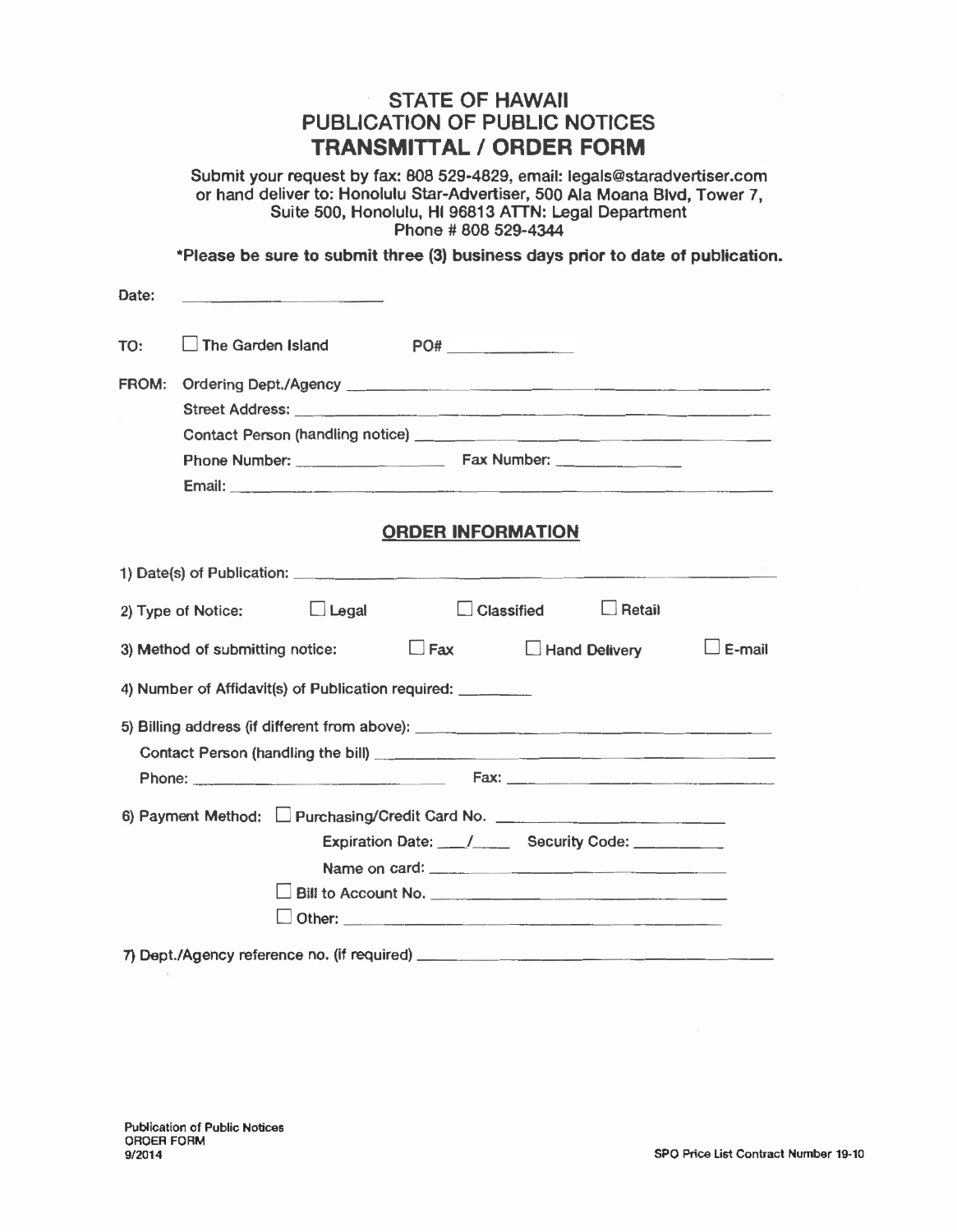# STATE OF HAWAII
## PUBLICATION OF PUBLIC NOTICES
## TRANSMITTAL / ORDER FORM

**Submit your request by fax: 808 529-4829, email: legals@staradvertiser.com or hand deliver to: Honolulu Star-Advertiser, 500 Ala Moana Blvd, Tower 7, Suite 500, Honolulu, HI 96813 ATTN: Legal Department Phone # 808 529-4344**

**\*Please be sure to submit three (3) business days prior to date of publication.**

Date: ____________________

TO: ☐ The Garden Island PO# ____________

FROM: Ordering Dept./Agency ________________________________________

Street Address: ________________________________________

Contact Person (handling notice) ________________________________________

Phone Number: ______________ Fax Number: ______________

Email: ________________________________________

### ORDER INFORMATION

1) Date(s) of Publication: ________________________________________

2) Type of Notice: ☐ Legal ☐ Classified ☐ Retail

3) Method of submitting notice: ☐ Fax ☐ Hand Delivery ☐ E-mail

4) Number of Affidavit(s) of Publication required: ________

5) Billing address (if different from above): ________________________________________

Contact Person (handling the bill) ________________________________________

Phone: ______________________ Fax: ______________________

6) Payment Method: ☐ Purchasing/Credit Card No. ______________________

Expiration Date: ___/____ Security Code: __________

Name on card: ______________________

☐ Bill to Account No. ______________________

☐ Other: ______________________

7) Dept./Agency reference no. (if required) ________________________________________

**Publication of Public Notices**
**ORDER FORM**
**9/2014**

**SPO Price List Contract Number 19-10**